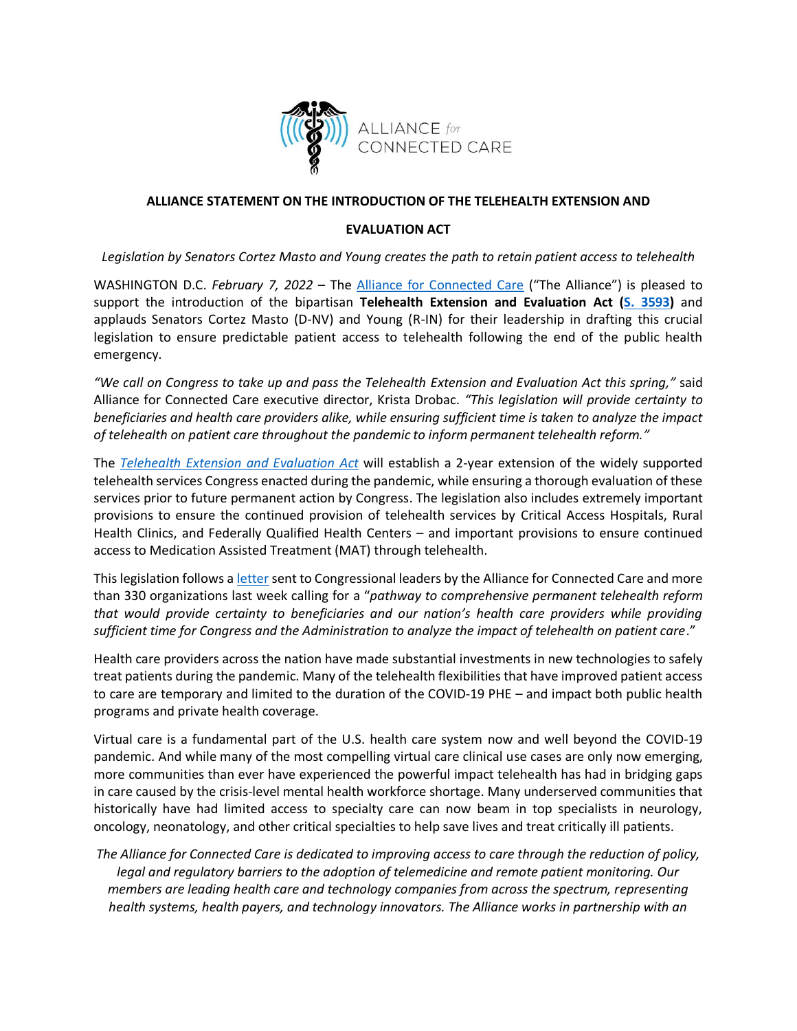ALLIANCE *for* CONNECTED CARE

## ALLIANCE STATEMENT ON THE INTRODUCTION OF THE TELEHEALTH EXTENSION AND EVALUATION ACT

*Legislation by Senators Cortez Masto and Young creates the path to retain patient access to telehealth*

WASHINGTON D.C. *February 7, 2022* – The Alliance for Connected Care ("The Alliance") is pleased to support the introduction of the bipartisan **Telehealth Extension and Evaluation Act (S. 3593)** and applauds Senators Cortez Masto (D-NV) and Young (R-IN) for their leadership in drafting this crucial legislation to ensure predictable patient access to telehealth following the end of the public health emergency.

*"We call on Congress to take up and pass the Telehealth Extension and Evaluation Act this spring,"* said Alliance for Connected Care executive director, Krista Drobac. *"This legislation will provide certainty to beneficiaries and health care providers alike, while ensuring sufficient time is taken to analyze the impact of telehealth on patient care throughout the pandemic to inform permanent telehealth reform."*

The *Telehealth Extension and Evaluation Act* will establish a 2-year extension of the widely supported telehealth services Congress enacted during the pandemic, while ensuring a thorough evaluation of these services prior to future permanent action by Congress. The legislation also includes extremely important provisions to ensure the continued provision of telehealth services by Critical Access Hospitals, Rural Health Clinics, and Federally Qualified Health Centers – and important provisions to ensure continued access to Medication Assisted Treatment (MAT) through telehealth.

This legislation follows a letter sent to Congressional leaders by the Alliance for Connected Care and more than 330 organizations last week calling for a "*pathway to comprehensive permanent telehealth reform that would provide certainty to beneficiaries and our nation's health care providers while providing sufficient time for Congress and the Administration to analyze the impact of telehealth on patient care*."

Health care providers across the nation have made substantial investments in new technologies to safely treat patients during the pandemic. Many of the telehealth flexibilities that have improved patient access to care are temporary and limited to the duration of the COVID-19 PHE – and impact both public health programs and private health coverage.

Virtual care is a fundamental part of the U.S. health care system now and well beyond the COVID-19 pandemic. And while many of the most compelling virtual care clinical use cases are only now emerging, more communities than ever have experienced the powerful impact telehealth has had in bridging gaps in care caused by the crisis-level mental health workforce shortage. Many underserved communities that historically have had limited access to specialty care can now beam in top specialists in neurology, oncology, neonatology, and other critical specialties to help save lives and treat critically ill patients.

*The Alliance for Connected Care is dedicated to improving access to care through the reduction of policy, legal and regulatory barriers to the adoption of telemedicine and remote patient monitoring. Our members are leading health care and technology companies from across the spectrum, representing health systems, health payers, and technology innovators. The Alliance works in partnership with an*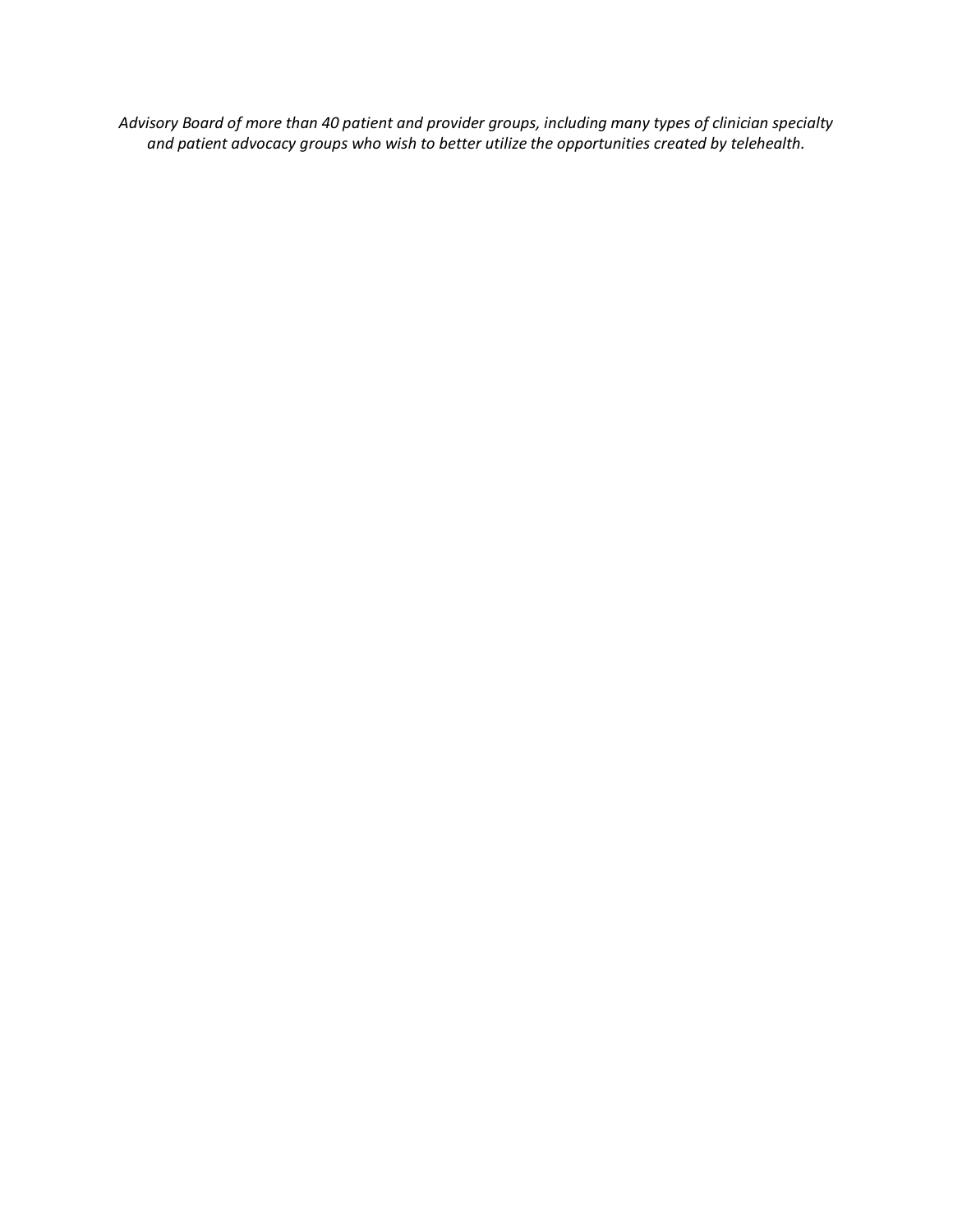*Advisory Board of more than 40 patient and provider groups, including many types of clinician specialty and patient advocacy groups who wish to better utilize the opportunities created by telehealth.*